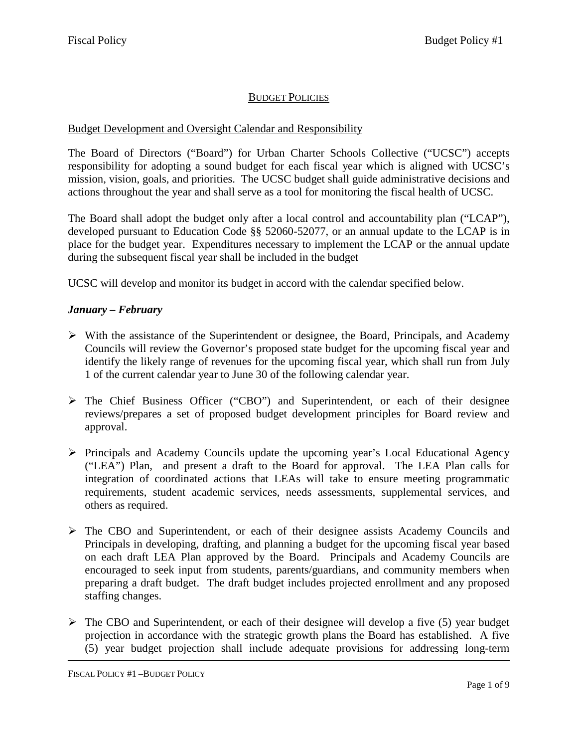## BUDGET POLICIES

### Budget Development and Oversight Calendar and Responsibility

The Board of Directors ("Board") for Urban Charter Schools Collective ("UCSC") accepts responsibility for adopting a sound budget for each fiscal year which is aligned with UCSC's mission, vision, goals, and priorities. The UCSC budget shall guide administrative decisions and actions throughout the year and shall serve as a tool for monitoring the fiscal health of UCSC.

The Board shall adopt the budget only after a local control and accountability plan ("LCAP"), developed pursuant to Education Code §§ 52060-52077, or an annual update to the LCAP is in place for the budget year. Expenditures necessary to implement the LCAP or the annual update during the subsequent fiscal year shall be included in the budget

UCSC will develop and monitor its budget in accord with the calendar specified below.

***January – February***

- With the assistance of the Superintendent or designee, the Board, Principals, and Academy Councils will review the Governor's proposed state budget for the upcoming fiscal year and identify the likely range of revenues for the upcoming fiscal year, which shall run from July 1 of the current calendar year to June 30 of the following calendar year.

- The Chief Business Officer ("CBO") and Superintendent, or each of their designee reviews/prepares a set of proposed budget development principles for Board review and approval.

- Principals and Academy Councils update the upcoming year's Local Educational Agency ("LEA") Plan, and present a draft to the Board for approval. The LEA Plan calls for integration of coordinated actions that LEAs will take to ensure meeting programmatic requirements, student academic services, needs assessments, supplemental services, and others as required.

- The CBO and Superintendent, or each of their designee assists Academy Councils and Principals in developing, drafting, and planning a budget for the upcoming fiscal year based on each draft LEA Plan approved by the Board. Principals and Academy Councils are encouraged to seek input from students, parents/guardians, and community members when preparing a draft budget. The draft budget includes projected enrollment and any proposed staffing changes.

- The CBO and Superintendent, or each of their designee will develop a five (5) year budget projection in accordance with the strategic growth plans the Board has established. A five (5) year budget projection shall include adequate provisions for addressing long-term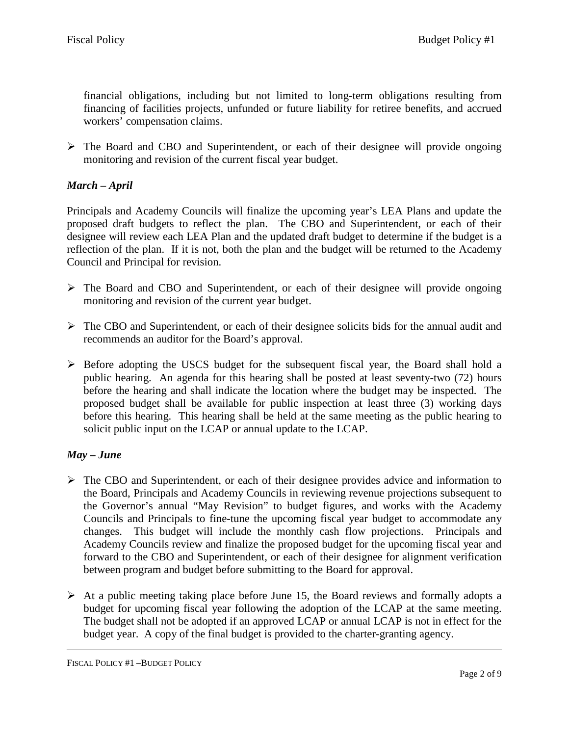financial obligations, including but not limited to long-term obligations resulting from financing of facilities projects, unfunded or future liability for retiree benefits, and accrued workers' compensation claims.

- The Board and CBO and Superintendent, or each of their designee will provide ongoing monitoring and revision of the current fiscal year budget.

### *March – April*

Principals and Academy Councils will finalize the upcoming year's LEA Plans and update the proposed draft budgets to reflect the plan. The CBO and Superintendent, or each of their designee will review each LEA Plan and the updated draft budget to determine if the budget is a reflection of the plan. If it is not, both the plan and the budget will be returned to the Academy Council and Principal for revision.

- The Board and CBO and Superintendent, or each of their designee will provide ongoing monitoring and revision of the current year budget.
- The CBO and Superintendent, or each of their designee solicits bids for the annual audit and recommends an auditor for the Board's approval.
- Before adopting the USCS budget for the subsequent fiscal year, the Board shall hold a public hearing. An agenda for this hearing shall be posted at least seventy-two (72) hours before the hearing and shall indicate the location where the budget may be inspected. The proposed budget shall be available for public inspection at least three (3) working days before this hearing. This hearing shall be held at the same meeting as the public hearing to solicit public input on the LCAP or annual update to the LCAP.

### *May – June*

- The CBO and Superintendent, or each of their designee provides advice and information to the Board, Principals and Academy Councils in reviewing revenue projections subsequent to the Governor's annual "May Revision" to budget figures, and works with the Academy Councils and Principals to fine-tune the upcoming fiscal year budget to accommodate any changes. This budget will include the monthly cash flow projections. Principals and Academy Councils review and finalize the proposed budget for the upcoming fiscal year and forward to the CBO and Superintendent, or each of their designee for alignment verification between program and budget before submitting to the Board for approval.
- At a public meeting taking place before June 15, the Board reviews and formally adopts a budget for upcoming fiscal year following the adoption of the LCAP at the same meeting. The budget shall not be adopted if an approved LCAP or annual LCAP is not in effect for the budget year. A copy of the final budget is provided to the charter-granting agency.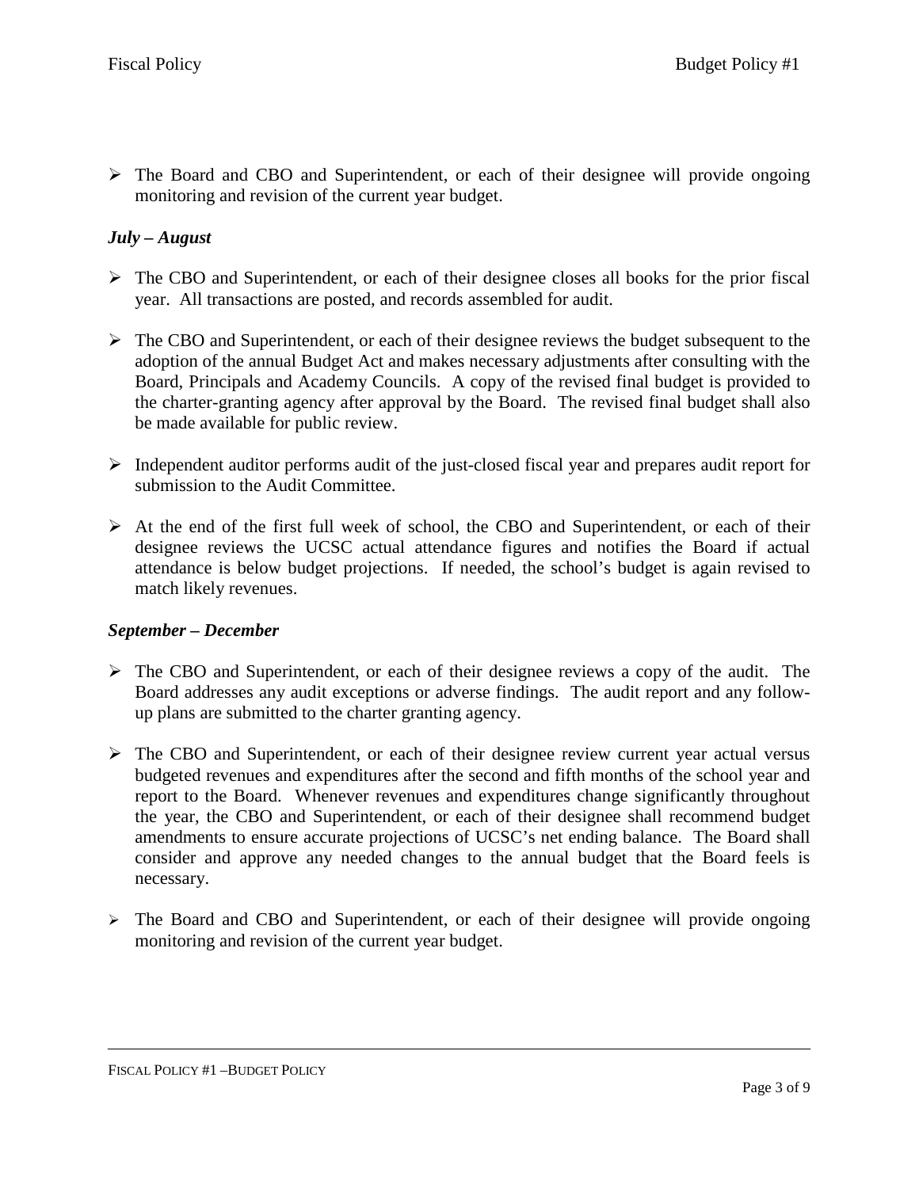- The Board and CBO and Superintendent, or each of their designee will provide ongoing monitoring and revision of the current year budget.

***July – August***

- The CBO and Superintendent, or each of their designee closes all books for the prior fiscal year. All transactions are posted, and records assembled for audit.

- The CBO and Superintendent, or each of their designee reviews the budget subsequent to the adoption of the annual Budget Act and makes necessary adjustments after consulting with the Board, Principals and Academy Councils. A copy of the revised final budget is provided to the charter-granting agency after approval by the Board. The revised final budget shall also be made available for public review.

- Independent auditor performs audit of the just-closed fiscal year and prepares audit report for submission to the Audit Committee.

- At the end of the first full week of school, the CBO and Superintendent, or each of their designee reviews the UCSC actual attendance figures and notifies the Board if actual attendance is below budget projections. If needed, the school's budget is again revised to match likely revenues.

***September – December***

- The CBO and Superintendent, or each of their designee reviews a copy of the audit. The Board addresses any audit exceptions or adverse findings. The audit report and any follow-up plans are submitted to the charter granting agency.

- The CBO and Superintendent, or each of their designee review current year actual versus budgeted revenues and expenditures after the second and fifth months of the school year and report to the Board. Whenever revenues and expenditures change significantly throughout the year, the CBO and Superintendent, or each of their designee shall recommend budget amendments to ensure accurate projections of UCSC's net ending balance. The Board shall consider and approve any needed changes to the annual budget that the Board feels is necessary.

- The Board and CBO and Superintendent, or each of their designee will provide ongoing monitoring and revision of the current year budget.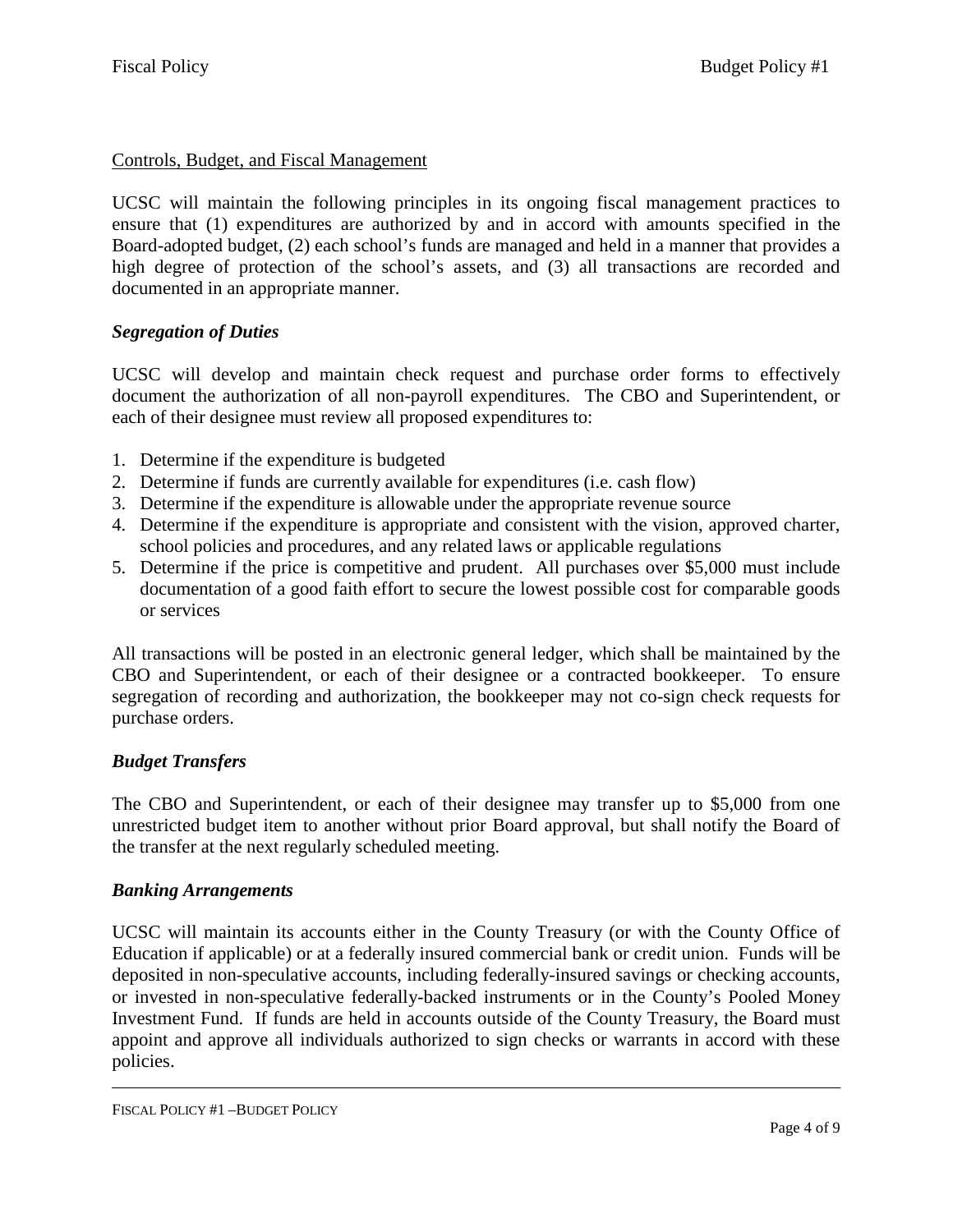Controls, Budget, and Fiscal Management

UCSC will maintain the following principles in its ongoing fiscal management practices to ensure that (1) expenditures are authorized by and in accord with amounts specified in the Board-adopted budget, (2) each school's funds are managed and held in a manner that provides a high degree of protection of the school's assets, and (3) all transactions are recorded and documented in an appropriate manner.

***Segregation of Duties***

UCSC will develop and maintain check request and purchase order forms to effectively document the authorization of all non-payroll expenditures. The CBO and Superintendent, or each of their designee must review all proposed expenditures to:

1. Determine if the expenditure is budgeted
2. Determine if funds are currently available for expenditures (i.e. cash flow)
3. Determine if the expenditure is allowable under the appropriate revenue source
4. Determine if the expenditure is appropriate and consistent with the vision, approved charter, school policies and procedures, and any related laws or applicable regulations
5. Determine if the price is competitive and prudent. All purchases over $5,000 must include documentation of a good faith effort to secure the lowest possible cost for comparable goods or services

All transactions will be posted in an electronic general ledger, which shall be maintained by the CBO and Superintendent, or each of their designee or a contracted bookkeeper. To ensure segregation of recording and authorization, the bookkeeper may not co-sign check requests for purchase orders.

***Budget Transfers***

The CBO and Superintendent, or each of their designee may transfer up to $5,000 from one unrestricted budget item to another without prior Board approval, but shall notify the Board of the transfer at the next regularly scheduled meeting.

***Banking Arrangements***

UCSC will maintain its accounts either in the County Treasury (or with the County Office of Education if applicable) or at a federally insured commercial bank or credit union. Funds will be deposited in non-speculative accounts, including federally-insured savings or checking accounts, or invested in non-speculative federally-backed instruments or in the County's Pooled Money Investment Fund. If funds are held in accounts outside of the County Treasury, the Board must appoint and approve all individuals authorized to sign checks or warrants in accord with these policies.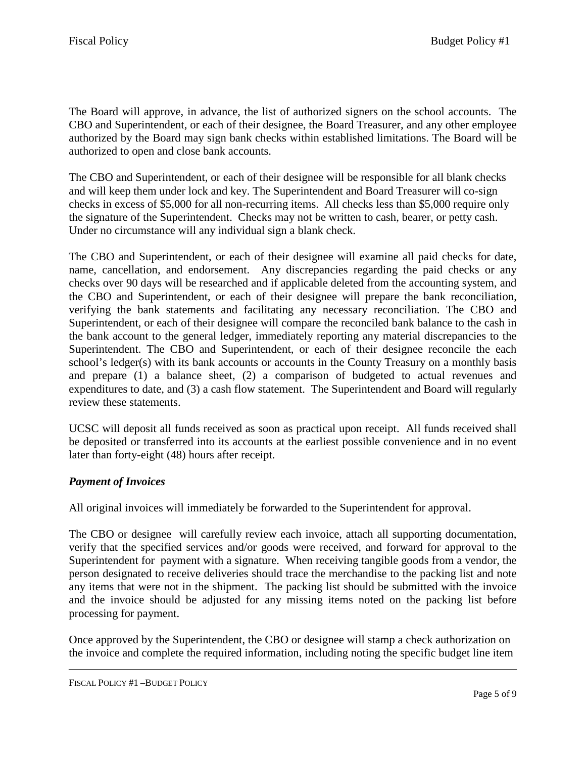The Board will approve, in advance, the list of authorized signers on the school accounts. The CBO and Superintendent, or each of their designee, the Board Treasurer, and any other employee authorized by the Board may sign bank checks within established limitations. The Board will be authorized to open and close bank accounts.

The CBO and Superintendent, or each of their designee will be responsible for all blank checks and will keep them under lock and key. The Superintendent and Board Treasurer will co-sign checks in excess of $5,000 for all non-recurring items. All checks less than $5,000 require only the signature of the Superintendent. Checks may not be written to cash, bearer, or petty cash. Under no circumstance will any individual sign a blank check.

The CBO and Superintendent, or each of their designee will examine all paid checks for date, name, cancellation, and endorsement. Any discrepancies regarding the paid checks or any checks over 90 days will be researched and if applicable deleted from the accounting system, and the CBO and Superintendent, or each of their designee will prepare the bank reconciliation, verifying the bank statements and facilitating any necessary reconciliation. The CBO and Superintendent, or each of their designee will compare the reconciled bank balance to the cash in the bank account to the general ledger, immediately reporting any material discrepancies to the Superintendent. The CBO and Superintendent, or each of their designee reconcile the each school's ledger(s) with its bank accounts or accounts in the County Treasury on a monthly basis and prepare (1) a balance sheet, (2) a comparison of budgeted to actual revenues and expenditures to date, and (3) a cash flow statement. The Superintendent and Board will regularly review these statements.

UCSC will deposit all funds received as soon as practical upon receipt. All funds received shall be deposited or transferred into its accounts at the earliest possible convenience and in no event later than forty-eight (48) hours after receipt.

### *Payment of Invoices*

All original invoices will immediately be forwarded to the Superintendent for approval.

The CBO or designee will carefully review each invoice, attach all supporting documentation, verify that the specified services and/or goods were received, and forward for approval to the Superintendent for payment with a signature. When receiving tangible goods from a vendor, the person designated to receive deliveries should trace the merchandise to the packing list and note any items that were not in the shipment. The packing list should be submitted with the invoice and the invoice should be adjusted for any missing items noted on the packing list before processing for payment.

Once approved by the Superintendent, the CBO or designee will stamp a check authorization on the invoice and complete the required information, including noting the specific budget line item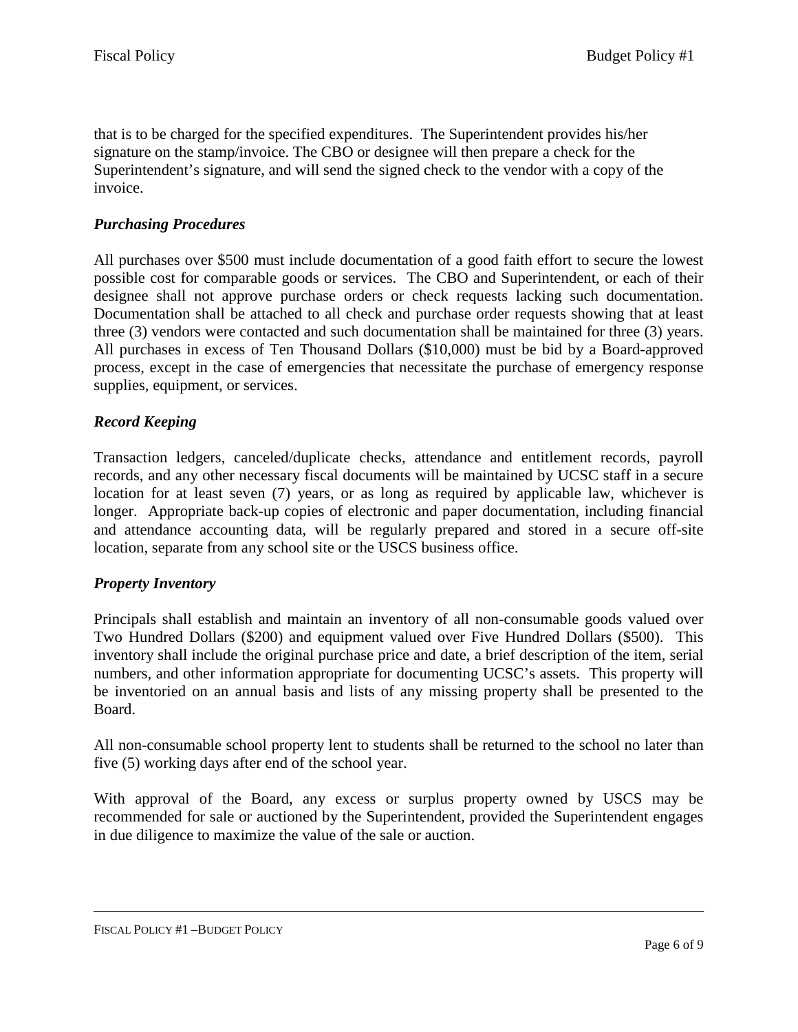that is to be charged for the specified expenditures. The Superintendent provides his/her signature on the stamp/invoice. The CBO or designee will then prepare a check for the Superintendent's signature, and will send the signed check to the vendor with a copy of the invoice.

### *Purchasing Procedures*

All purchases over $500 must include documentation of a good faith effort to secure the lowest possible cost for comparable goods or services. The CBO and Superintendent, or each of their designee shall not approve purchase orders or check requests lacking such documentation. Documentation shall be attached to all check and purchase order requests showing that at least three (3) vendors were contacted and such documentation shall be maintained for three (3) years. All purchases in excess of Ten Thousand Dollars ($10,000) must be bid by a Board-approved process, except in the case of emergencies that necessitate the purchase of emergency response supplies, equipment, or services.

### *Record Keeping*

Transaction ledgers, canceled/duplicate checks, attendance and entitlement records, payroll records, and any other necessary fiscal documents will be maintained by UCSC staff in a secure location for at least seven (7) years, or as long as required by applicable law, whichever is longer. Appropriate back-up copies of electronic and paper documentation, including financial and attendance accounting data, will be regularly prepared and stored in a secure off-site location, separate from any school site or the USCS business office.

### *Property Inventory*

Principals shall establish and maintain an inventory of all non-consumable goods valued over Two Hundred Dollars ($200) and equipment valued over Five Hundred Dollars ($500). This inventory shall include the original purchase price and date, a brief description of the item, serial numbers, and other information appropriate for documenting UCSC's assets. This property will be inventoried on an annual basis and lists of any missing property shall be presented to the Board.

All non-consumable school property lent to students shall be returned to the school no later than five (5) working days after end of the school year.

With approval of the Board, any excess or surplus property owned by USCS may be recommended for sale or auctioned by the Superintendent, provided the Superintendent engages in due diligence to maximize the value of the sale or auction.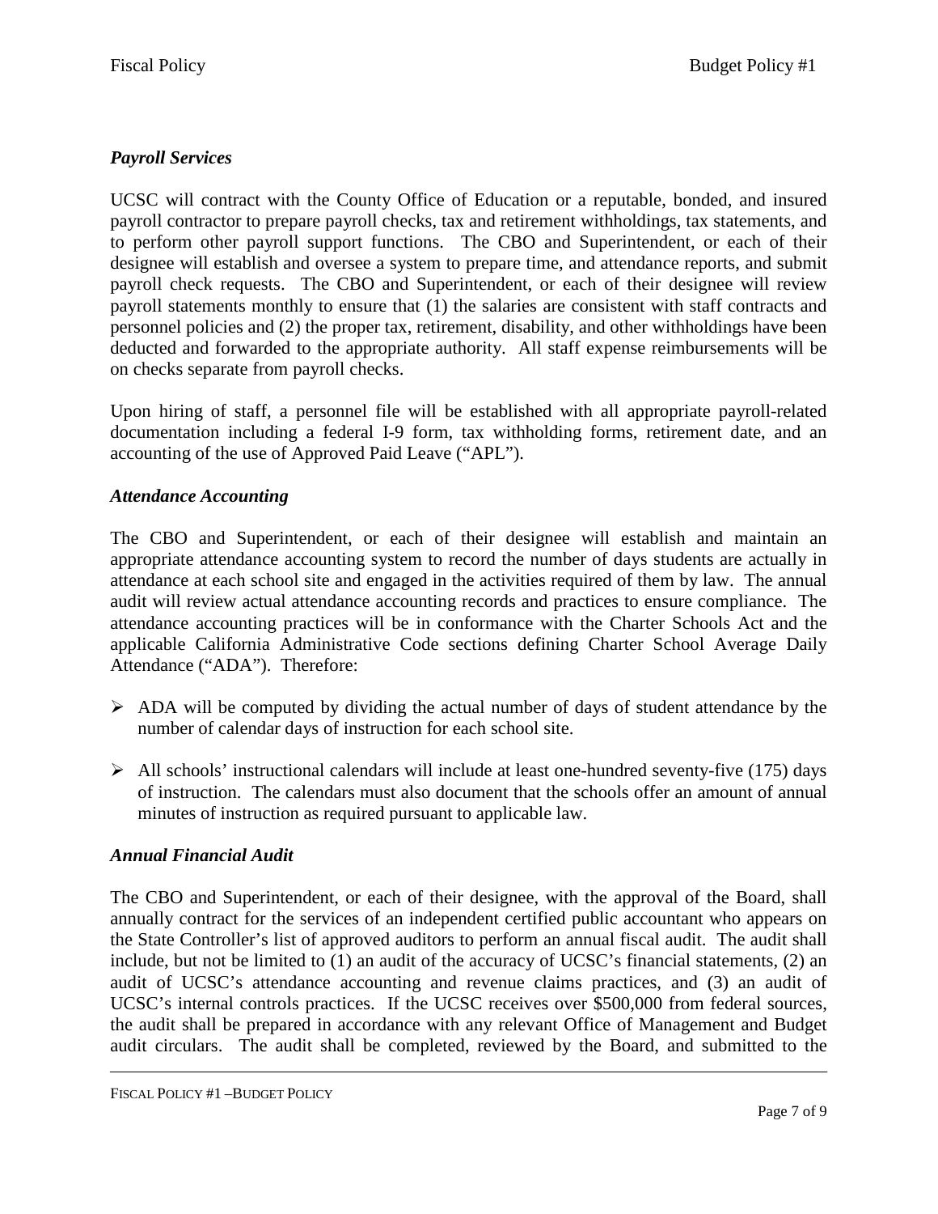### *Payroll Services*

UCSC will contract with the County Office of Education or a reputable, bonded, and insured payroll contractor to prepare payroll checks, tax and retirement withholdings, tax statements, and to perform other payroll support functions. The CBO and Superintendent, or each of their designee will establish and oversee a system to prepare time, and attendance reports, and submit payroll check requests. The CBO and Superintendent, or each of their designee will review payroll statements monthly to ensure that (1) the salaries are consistent with staff contracts and personnel policies and (2) the proper tax, retirement, disability, and other withholdings have been deducted and forwarded to the appropriate authority. All staff expense reimbursements will be on checks separate from payroll checks.

Upon hiring of staff, a personnel file will be established with all appropriate payroll-related documentation including a federal I-9 form, tax withholding forms, retirement date, and an accounting of the use of Approved Paid Leave ("APL").

### *Attendance Accounting*

The CBO and Superintendent, or each of their designee will establish and maintain an appropriate attendance accounting system to record the number of days students are actually in attendance at each school site and engaged in the activities required of them by law. The annual audit will review actual attendance accounting records and practices to ensure compliance. The attendance accounting practices will be in conformance with the Charter Schools Act and the applicable California Administrative Code sections defining Charter School Average Daily Attendance ("ADA"). Therefore:

- ADA will be computed by dividing the actual number of days of student attendance by the number of calendar days of instruction for each school site.
- All schools' instructional calendars will include at least one-hundred seventy-five (175) days of instruction. The calendars must also document that the schools offer an amount of annual minutes of instruction as required pursuant to applicable law.

### *Annual Financial Audit*

The CBO and Superintendent, or each of their designee, with the approval of the Board, shall annually contract for the services of an independent certified public accountant who appears on the State Controller's list of approved auditors to perform an annual fiscal audit. The audit shall include, but not be limited to (1) an audit of the accuracy of UCSC's financial statements, (2) an audit of UCSC's attendance accounting and revenue claims practices, and (3) an audit of UCSC's internal controls practices. If the UCSC receives over $500,000 from federal sources, the audit shall be prepared in accordance with any relevant Office of Management and Budget audit circulars. The audit shall be completed, reviewed by the Board, and submitted to the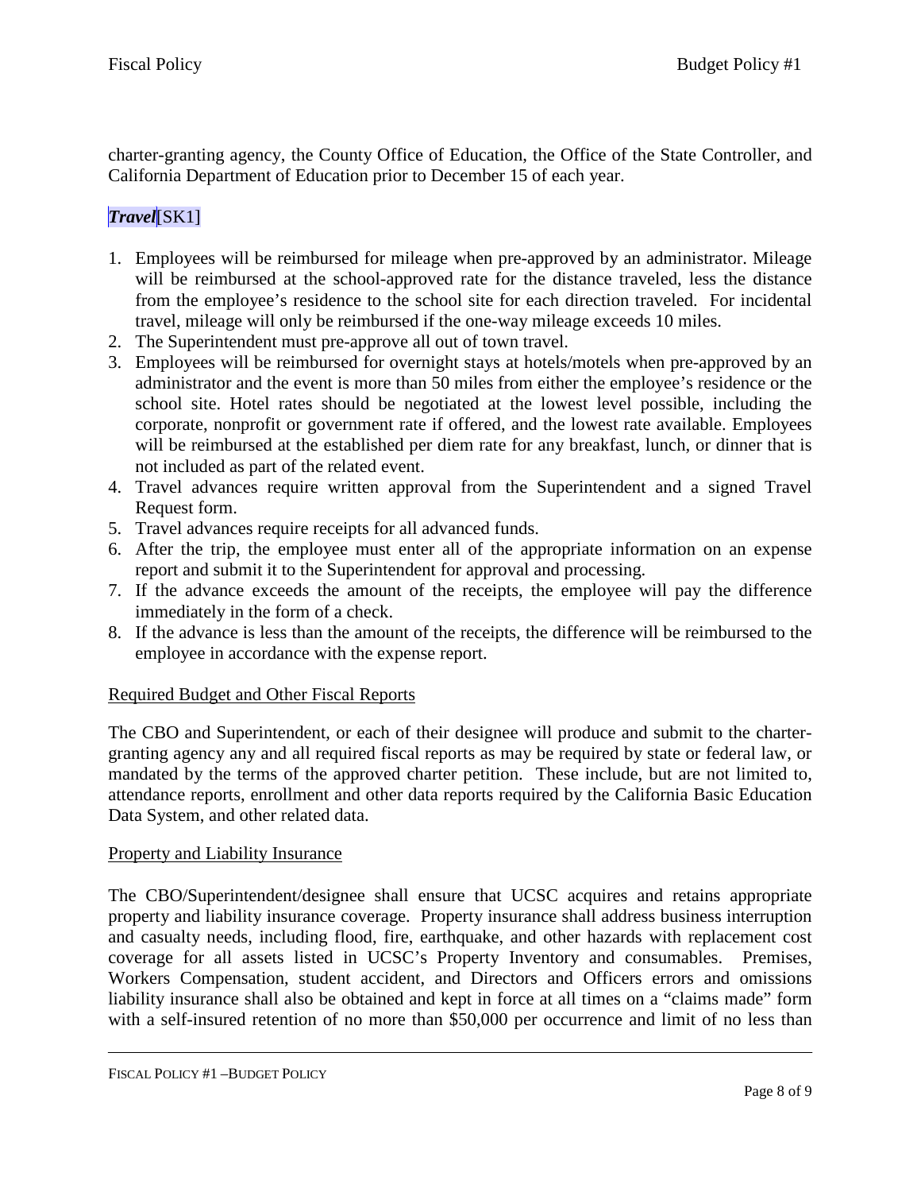charter-granting agency, the County Office of Education, the Office of the State Controller, and California Department of Education prior to December 15 of each year.

***Travel***[SK1]

1. Employees will be reimbursed for mileage when pre-approved by an administrator. Mileage will be reimbursed at the school-approved rate for the distance traveled, less the distance from the employee's residence to the school site for each direction traveled. For incidental travel, mileage will only be reimbursed if the one-way mileage exceeds 10 miles.
2. The Superintendent must pre-approve all out of town travel.
3. Employees will be reimbursed for overnight stays at hotels/motels when pre-approved by an administrator and the event is more than 50 miles from either the employee's residence or the school site. Hotel rates should be negotiated at the lowest level possible, including the corporate, nonprofit or government rate if offered, and the lowest rate available. Employees will be reimbursed at the established per diem rate for any breakfast, lunch, or dinner that is not included as part of the related event.
4. Travel advances require written approval from the Superintendent and a signed Travel Request form.
5. Travel advances require receipts for all advanced funds.
6. After the trip, the employee must enter all of the appropriate information on an expense report and submit it to the Superintendent for approval and processing.
7. If the advance exceeds the amount of the receipts, the employee will pay the difference immediately in the form of a check.
8. If the advance is less than the amount of the receipts, the difference will be reimbursed to the employee in accordance with the expense report.

<u>Required Budget and Other Fiscal Reports</u>

The CBO and Superintendent, or each of their designee will produce and submit to the charter-granting agency any and all required fiscal reports as may be required by state or federal law, or mandated by the terms of the approved charter petition. These include, but are not limited to, attendance reports, enrollment and other data reports required by the California Basic Education Data System, and other related data.

<u>Property and Liability Insurance</u>

The CBO/Superintendent/designee shall ensure that UCSC acquires and retains appropriate property and liability insurance coverage. Property insurance shall address business interruption and casualty needs, including flood, fire, earthquake, and other hazards with replacement cost coverage for all assets listed in UCSC's Property Inventory and consumables. Premises, Workers Compensation, student accident, and Directors and Officers errors and omissions liability insurance shall also be obtained and kept in force at all times on a "claims made" form with a self-insured retention of no more than $50,000 per occurrence and limit of no less than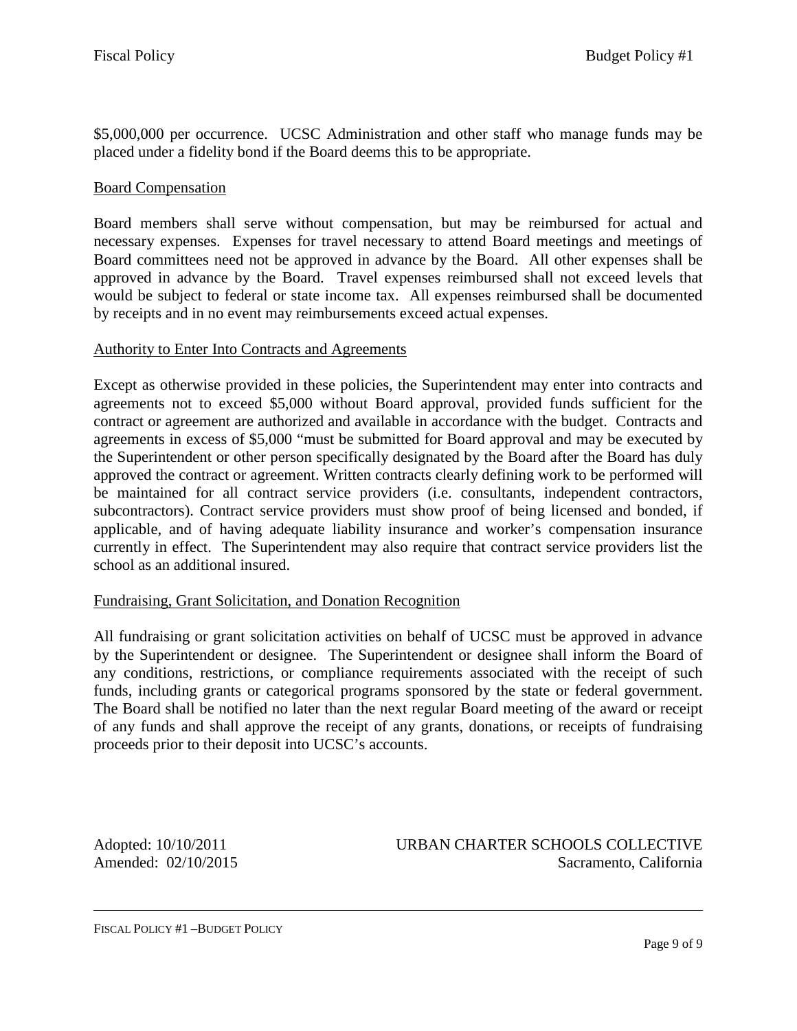$5,000,000 per occurrence. UCSC Administration and other staff who manage funds may be placed under a fidelity bond if the Board deems this to be appropriate.

Board Compensation

Board members shall serve without compensation, but may be reimbursed for actual and necessary expenses. Expenses for travel necessary to attend Board meetings and meetings of Board committees need not be approved in advance by the Board. All other expenses shall be approved in advance by the Board. Travel expenses reimbursed shall not exceed levels that would be subject to federal or state income tax. All expenses reimbursed shall be documented by receipts and in no event may reimbursements exceed actual expenses.

Authority to Enter Into Contracts and Agreements

Except as otherwise provided in these policies, the Superintendent may enter into contracts and agreements not to exceed $5,000 without Board approval, provided funds sufficient for the contract or agreement are authorized and available in accordance with the budget. Contracts and agreements in excess of $5,000 "must be submitted for Board approval and may be executed by the Superintendent or other person specifically designated by the Board after the Board has duly approved the contract or agreement. Written contracts clearly defining work to be performed will be maintained for all contract service providers (i.e. consultants, independent contractors, subcontractors). Contract service providers must show proof of being licensed and bonded, if applicable, and of having adequate liability insurance and worker's compensation insurance currently in effect. The Superintendent may also require that contract service providers list the school as an additional insured.

Fundraising, Grant Solicitation, and Donation Recognition

All fundraising or grant solicitation activities on behalf of UCSC must be approved in advance by the Superintendent or designee. The Superintendent or designee shall inform the Board of any conditions, restrictions, or compliance requirements associated with the receipt of such funds, including grants or categorical programs sponsored by the state or federal government. The Board shall be notified no later than the next regular Board meeting of the award or receipt of any funds and shall approve the receipt of any grants, donations, or receipts of fundraising proceeds prior to their deposit into UCSC's accounts.

Adopted: 10/10/2011
Amended: 02/10/2015

URBAN CHARTER SCHOOLS COLLECTIVE
Sacramento, California